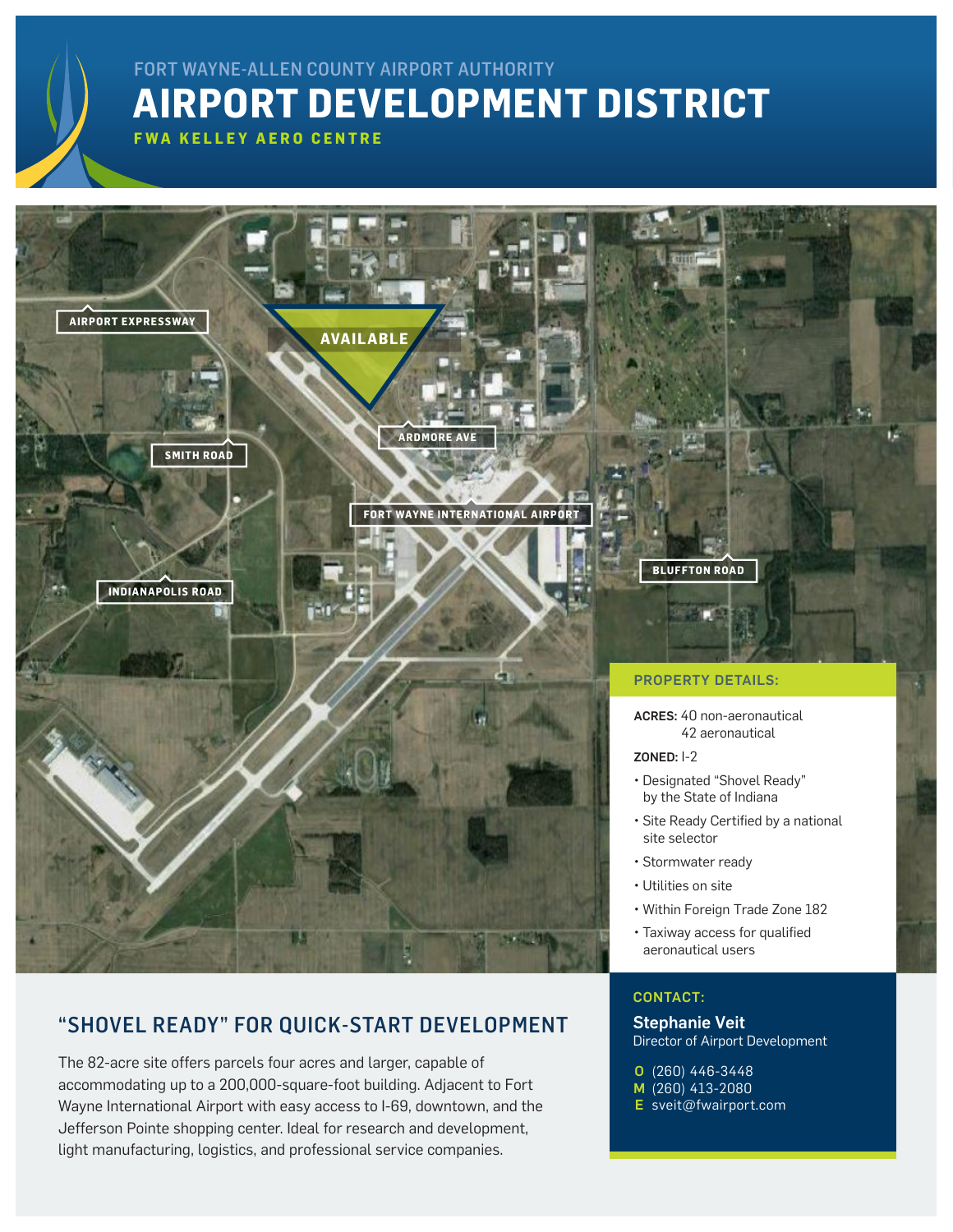FORT WAYNE-ALLEN COUNTY AIRPORT AUTHORITY

# AIRPORT DEVELOPMENT DISTRICT

**FWA KELLEY AERO CENTRE**

AIRPORT EXPRESSWAY

AVAILABLE

ARDMORE AVE

SMITH ROAD

FORT WAYNE INTERNATIONAL AIRPORT

BLUFFTON ROAD

INDIANAPOLIS ROAD

### PROPERTY DETAILS:

**ACRES:** 40 non-aeronautical
42 aeronautical

**ZONED:** I-2

- Designated "Shovel Ready" by the State of Indiana
- Site Ready Certified by a national site selector
- Stormwater ready
- Utilities on site
- Within Foreign Trade Zone 182
- Taxiway access for qualified aeronautical users

## "SHOVEL READY" FOR QUICK-START DEVELOPMENT

The 82-acre site offers parcels four acres and larger, capable of accommodating up to a 200,000-square-foot building. Adjacent to Fort Wayne International Airport with easy access to I-69, downtown, and the Jefferson Pointe shopping center. Ideal for research and development, light manufacturing, logistics, and professional service companies.

### CONTACT:

**Stephanie Veit**
Director of Airport Development

**O** (260) 446-3448
**M** (260) 413-2080
**E** sveit@fwairport.com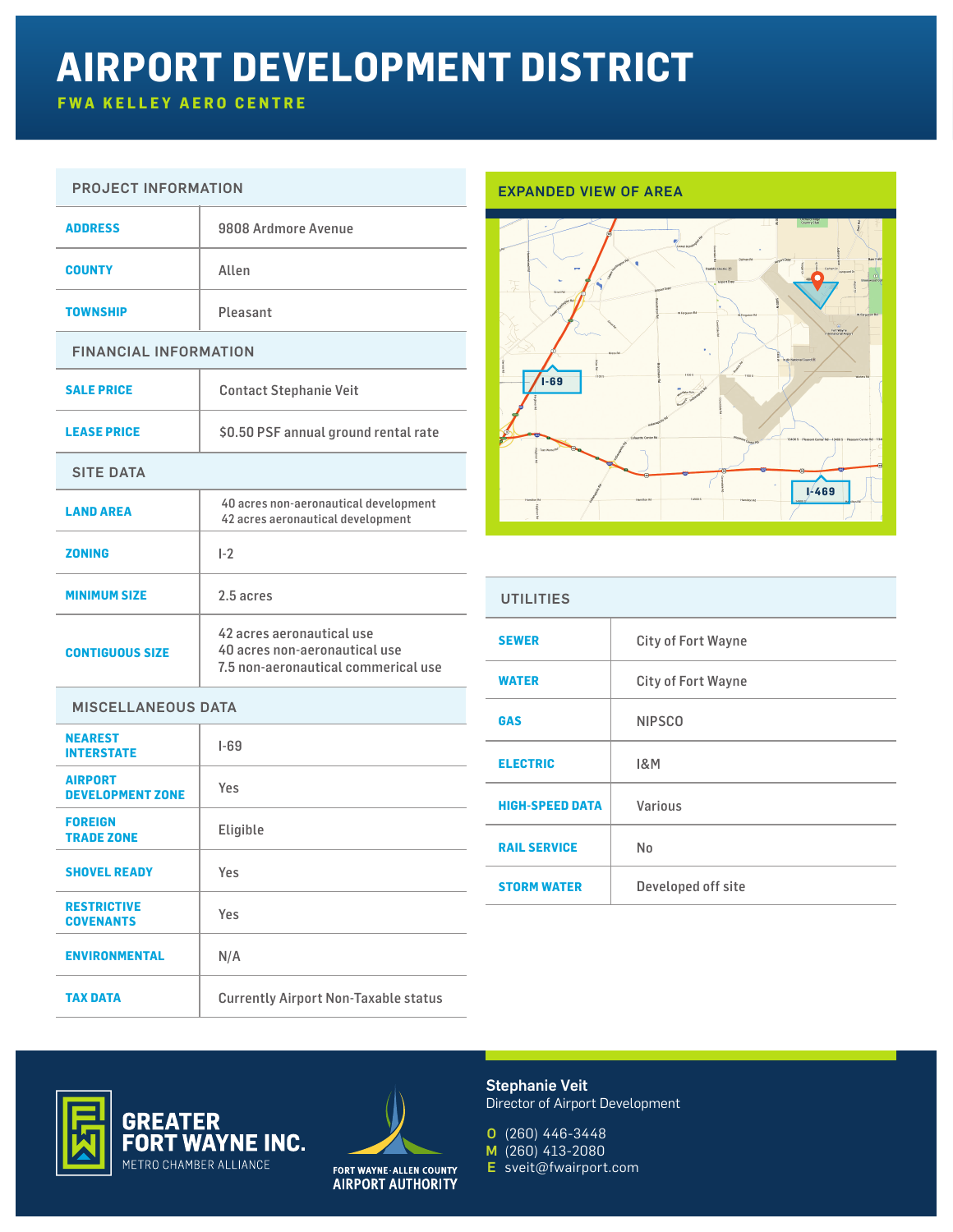# AIRPORT DEVELOPMENT DISTRICT

**FWA KELLEY AERO CENTRE**

| PROJECT INFORMATION | |
|---|---|
| ADDRESS | 9808 Ardmore Avenue |
| COUNTY | Allen |
| TOWNSHIP | Pleasant |

| FINANCIAL INFORMATION | |
|---|---|
| SALE PRICE | Contact Stephanie Veit |
| LEASE PRICE | $0.50 PSF annual ground rental rate |

| SITE DATA | |
|---|---|
| LAND AREA | 40 acres non-aeronautical development<br>42 acres aeronautical development |
| ZONING | I-2 |
| MINIMUM SIZE | 2.5 acres |
| CONTIGUOUS SIZE | 42 acres aeronautical use<br>40 acres non-aeronautical use<br>7.5 non-aeronautical commerical use |

| MISCELLANEOUS DATA | |
|---|---|
| NEAREST INTERSTATE | I-69 |
| AIRPORT DEVELOPMENT ZONE | Yes |
| FOREIGN TRADE ZONE | Eligible |
| SHOVEL READY | Yes |
| RESTRICTIVE COVENANTS | Yes |
| ENVIRONMENTAL | N/A |
| TAX DATA | Currently Airport Non-Taxable status |

## EXPANDED VIEW OF AREA

I-69

I-469

| UTILITIES | |
|---|---|
| SEWER | City of Fort Wayne |
| WATER | City of Fort Wayne |
| GAS | NIPSCO |
| ELECTRIC | I&M |
| HIGH-SPEED DATA | Various |
| RAIL SERVICE | No |
| STORM WATER | Developed off site |

GREATER FORT WAYNE INC.
METRO CHAMBER ALLIANCE

FORT WAYNE-ALLEN COUNTY AIRPORT AUTHORITY

**Stephanie Veit**
Director of Airport Development

O (260) 446-3448
M (260) 413-2080
E sveit@fwairport.com